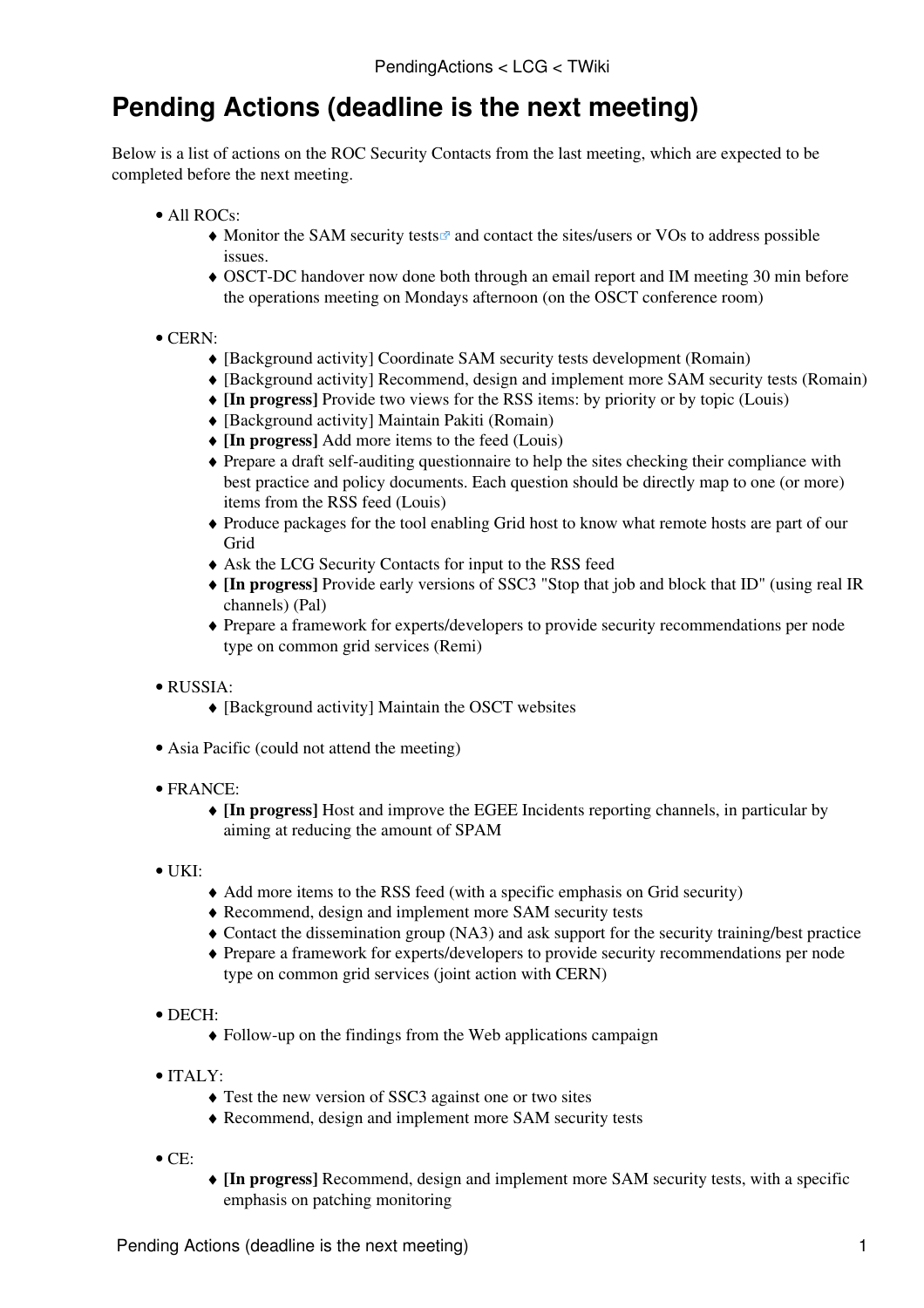# Pending Actions (deadline is the next meeting)

Below is a list of actions on the ROC Security Contacts from the last meeting, which are expected to be completed before the next meeting.

- All ROCs:
  - Monitor the SAM security tests and contact the sites/users or VOs to address possible issues.
  - OSCT-DC handover now done both through an email report and IM meeting 30 min before the operations meeting on Mondays afternoon (on the OSCT conference room)

- CERN:
  - [Background activity] Coordinate SAM security tests development (Romain)
  - [Background activity] Recommend, design and implement more SAM security tests (Romain)
  - **[In progress]** Provide two views for the RSS items: by priority or by topic (Louis)
  - [Background activity] Maintain Pakiti (Romain)
  - **[In progress]** Add more items to the feed (Louis)
  - Prepare a draft self-auditing questionnaire to help the sites checking their compliance with best practice and policy documents. Each question should be directly map to one (or more) items from the RSS feed (Louis)
  - Produce packages for the tool enabling Grid host to know what remote hosts are part of our Grid
  - Ask the LCG Security Contacts for input to the RSS feed
  - **[In progress]** Provide early versions of SSC3 "Stop that job and block that ID" (using real IR channels) (Pal)
  - Prepare a framework for experts/developers to provide security recommendations per node type on common grid services (Remi)

- RUSSIA:
  - [Background activity] Maintain the OSCT websites

- Asia Pacific (could not attend the meeting)

- FRANCE:
  - **[In progress]** Host and improve the EGEE Incidents reporting channels, in particular by aiming at reducing the amount of SPAM

- UKI:
  - Add more items to the RSS feed (with a specific emphasis on Grid security)
  - Recommend, design and implement more SAM security tests
  - Contact the dissemination group (NA3) and ask support for the security training/best practice
  - Prepare a framework for experts/developers to provide security recommendations per node type on common grid services (joint action with CERN)

- DECH:
  - Follow-up on the findings from the Web applications campaign

- ITALY:
  - Test the new version of SSC3 against one or two sites
  - Recommend, design and implement more SAM security tests

- CE:
  - **[In progress]** Recommend, design and implement more SAM security tests, with a specific emphasis on patching monitoring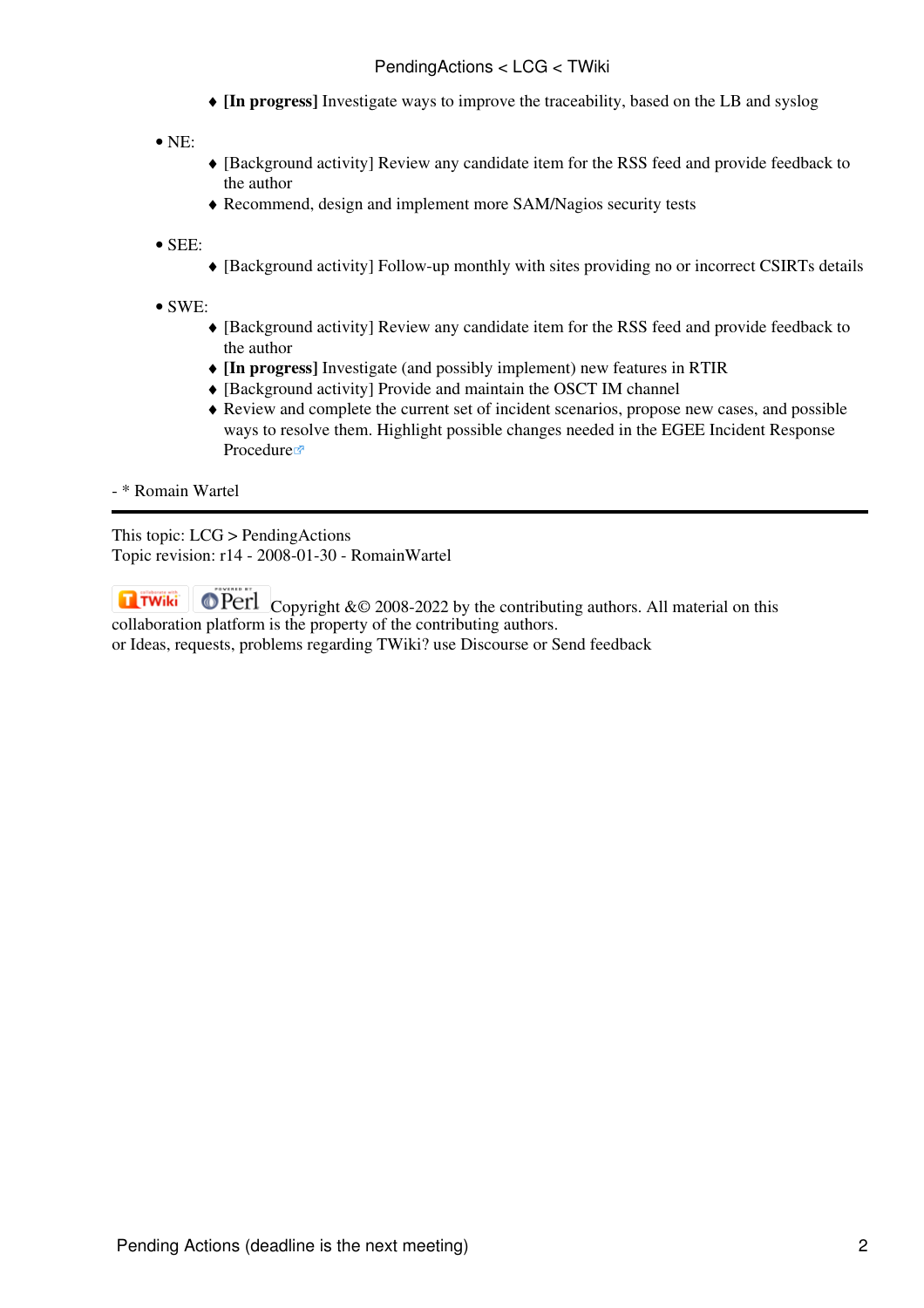- **[In progress]** Investigate ways to improve the traceability, based on the LB and syslog
- NE:
    - [Background activity] Review any candidate item for the RSS feed and provide feedback to the author
    - Recommend, design and implement more SAM/Nagios security tests
- SEE:
    - [Background activity] Follow-up monthly with sites providing no or incorrect CSIRTs details
- SWE:
    - [Background activity] Review any candidate item for the RSS feed and provide feedback to the author
    - **[In progress]** Investigate (and possibly implement) new features in RTIR
    - [Background activity] Provide and maintain the OSCT IM channel
    - Review and complete the current set of incident scenarios, propose new cases, and possible ways to resolve them. Highlight possible changes needed in the EGEE Incident Response Procedure

- * Romain Wartel

---

This topic: LCG > PendingActions
Topic revision: r14 - 2008-01-30 - RomainWartel

Copyright &© 2008-2022 by the contributing authors. All material on this collaboration platform is the property of the contributing authors.
or Ideas, requests, problems regarding TWiki? use Discourse or Send feedback